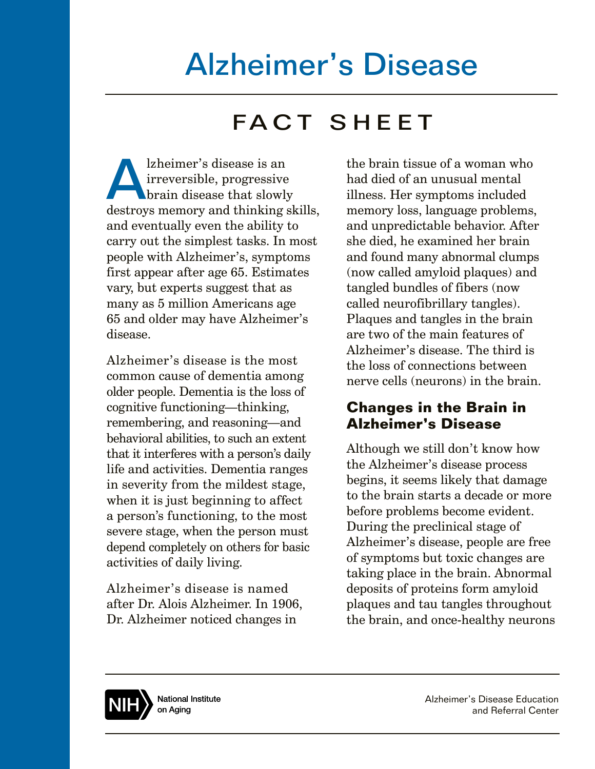# Alzheimer's Disease

## FACT SHEET

Alzheimer's disease is an irreversible, progressive brain disease that slowly destroys memory and thinking skills, and eventually even the ability to carry out the simplest tasks. In most people with Alzheimer's, symptoms first appear after age 65. Estimates vary, but experts suggest that as many as 5 million Americans age 65 and older may have Alzheimer's disease.

Alzheimer's disease is the most common cause of dementia among older people. Dementia is the loss of cognitive functioning—thinking, remembering, and reasoning—and behavioral abilities, to such an extent that it interferes with a person's daily life and activities. Dementia ranges in severity from the mildest stage, when it is just beginning to affect a person's functioning, to the most severe stage, when the person must depend completely on others for basic activities of daily living.

Alzheimer's disease is named after Dr. Alois Alzheimer. In 1906, Dr. Alzheimer noticed changes in the brain tissue of a woman who had died of an unusual mental illness. Her symptoms included memory loss, language problems, and unpredictable behavior. After she died, he examined her brain and found many abnormal clumps (now called amyloid plaques) and tangled bundles of fibers (now called neurofibrillary tangles). Plaques and tangles in the brain are two of the main features of Alzheimer's disease. The third is the loss of connections between nerve cells (neurons) in the brain.

### Changes in the Brain in Alzheimer's Disease

Although we still don't know how the Alzheimer's disease process begins, it seems likely that damage to the brain starts a decade or more before problems become evident. During the preclinical stage of Alzheimer's disease, people are free of symptoms but toxic changes are taking place in the brain. Abnormal deposits of proteins form amyloid plaques and tau tangles throughout the brain, and once-healthy neurons

NIH National Institute on Aging

Alzheimer's Disease Education and Referral Center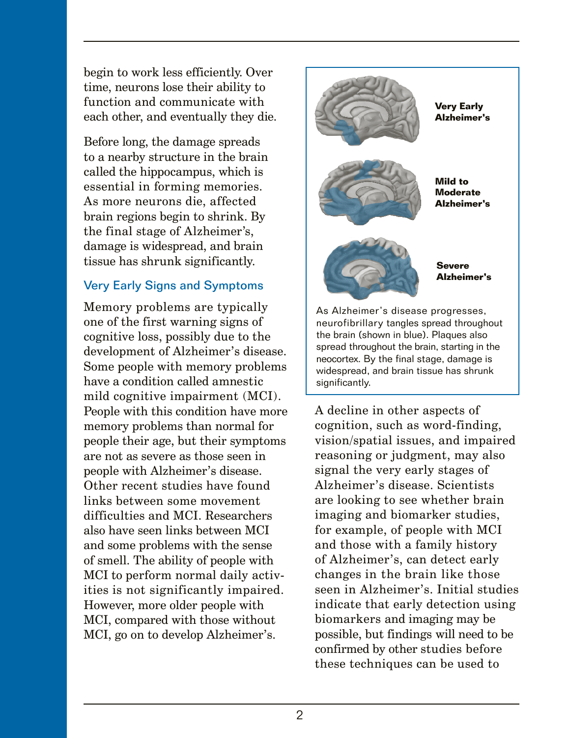begin to work less efficiently. Over time, neurons lose their ability to function and communicate with each other, and eventually they die.

Before long, the damage spreads to a nearby structure in the brain called the hippocampus, which is essential in forming memories. As more neurons die, affected brain regions begin to shrink. By the final stage of Alzheimer's, damage is widespread, and brain tissue has shrunk significantly.

Very Early Alzheimer's

Mild to Moderate Alzheimer's

Severe Alzheimer's

As Alzheimer's disease progresses, neurofibrillary tangles spread throughout the brain (shown in blue). Plaques also spread throughout the brain, starting in the neocortex. By the final stage, damage is widespread, and brain tissue has shrunk significantly.

## Very Early Signs and Symptoms

Memory problems are typically one of the first warning signs of cognitive loss, possibly due to the development of Alzheimer's disease. Some people with memory problems have a condition called amnestic mild cognitive impairment (MCI). People with this condition have more memory problems than normal for people their age, but their symptoms are not as severe as those seen in people with Alzheimer's disease. Other recent studies have found links between some movement difficulties and MCI. Researchers also have seen links between MCI and some problems with the sense of smell. The ability of people with MCI to perform normal daily activities is not significantly impaired. However, more older people with MCI, compared with those without MCI, go on to develop Alzheimer's.

A decline in other aspects of cognition, such as word-finding, vision/spatial issues, and impaired reasoning or judgment, may also signal the very early stages of Alzheimer's disease. Scientists are looking to see whether brain imaging and biomarker studies, for example, of people with MCI and those with a family history of Alzheimer's, can detect early changes in the brain like those seen in Alzheimer's. Initial studies indicate that early detection using biomarkers and imaging may be possible, but findings will need to be confirmed by other studies before these techniques can be used to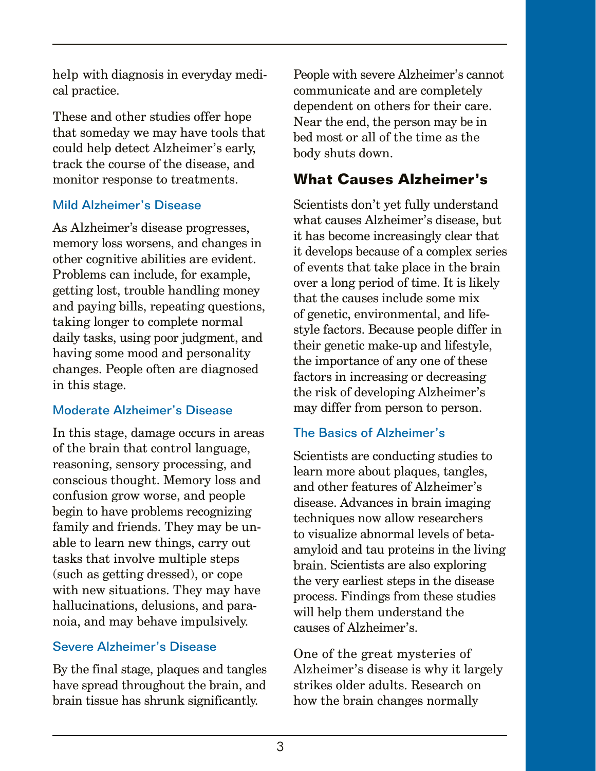help with diagnosis in everyday medical practice.

These and other studies offer hope that someday we may have tools that could help detect Alzheimer's early, track the course of the disease, and monitor response to treatments.

### Mild Alzheimer's Disease

As Alzheimer's disease progresses, memory loss worsens, and changes in other cognitive abilities are evident. Problems can include, for example, getting lost, trouble handling money and paying bills, repeating questions, taking longer to complete normal daily tasks, using poor judgment, and having some mood and personality changes. People often are diagnosed in this stage.

### Moderate Alzheimer's Disease

In this stage, damage occurs in areas of the brain that control language, reasoning, sensory processing, and conscious thought. Memory loss and confusion grow worse, and people begin to have problems recognizing family and friends. They may be unable to learn new things, carry out tasks that involve multiple steps (such as getting dressed), or cope with new situations. They may have hallucinations, delusions, and paranoia, and may behave impulsively.

### Severe Alzheimer's Disease

By the final stage, plaques and tangles have spread throughout the brain, and brain tissue has shrunk significantly. People with severe Alzheimer's cannot communicate and are completely dependent on others for their care. Near the end, the person may be in bed most or all of the time as the body shuts down.

## What Causes Alzheimer's

Scientists don't yet fully understand what causes Alzheimer's disease, but it has become increasingly clear that it develops because of a complex series of events that take place in the brain over a long period of time. It is likely that the causes include some mix of genetic, environmental, and lifestyle factors. Because people differ in their genetic make-up and lifestyle, the importance of any one of these factors in increasing or decreasing the risk of developing Alzheimer's may differ from person to person.

### The Basics of Alzheimer's

Scientists are conducting studies to learn more about plaques, tangles, and other features of Alzheimer's disease. Advances in brain imaging techniques now allow researchers to visualize abnormal levels of beta-amyloid and tau proteins in the living brain. Scientists are also exploring the very earliest steps in the disease process. Findings from these studies will help them understand the causes of Alzheimer's.

One of the great mysteries of Alzheimer's disease is why it largely strikes older adults. Research on how the brain changes normally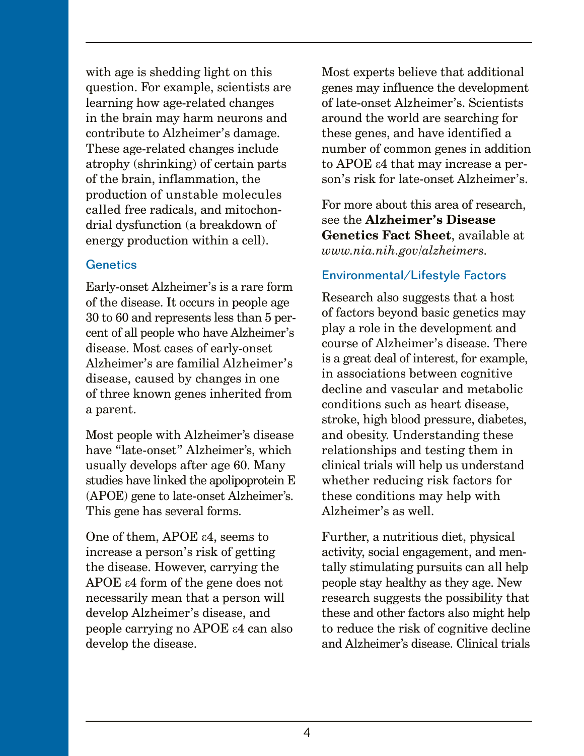with age is shedding light on this question. For example, scientists are learning how age-related changes in the brain may harm neurons and contribute to Alzheimer's damage. These age-related changes include atrophy (shrinking) of certain parts of the brain, inflammation, the production of unstable molecules called free radicals, and mitochondrial dysfunction (a breakdown of energy production within a cell).

### Genetics

Early-onset Alzheimer's is a rare form of the disease. It occurs in people age 30 to 60 and represents less than 5 percent of all people who have Alzheimer's disease. Most cases of early-onset Alzheimer's are familial Alzheimer's disease, caused by changes in one of three known genes inherited from a parent.

Most people with Alzheimer's disease have "late-onset" Alzheimer's, which usually develops after age 60. Many studies have linked the apolipoprotein E (APOE) gene to late-onset Alzheimer's. This gene has several forms.

One of them, APOE ε4, seems to increase a person's risk of getting the disease. However, carrying the APOE ε4 form of the gene does not necessarily mean that a person will develop Alzheimer's disease, and people carrying no APOE ε4 can also develop the disease.

Most experts believe that additional genes may influence the development of late-onset Alzheimer's. Scientists around the world are searching for these genes, and have identified a number of common genes in addition to APOE ε4 that may increase a person's risk for late-onset Alzheimer's.

For more about this area of research, see the **Alzheimer's Disease Genetics Fact Sheet**, available at *www.nia.nih.gov/alzheimers*.

### Environmental/Lifestyle Factors

Research also suggests that a host of factors beyond basic genetics may play a role in the development and course of Alzheimer's disease. There is a great deal of interest, for example, in associations between cognitive decline and vascular and metabolic conditions such as heart disease, stroke, high blood pressure, diabetes, and obesity. Understanding these relationships and testing them in clinical trials will help us understand whether reducing risk factors for these conditions may help with Alzheimer's as well.

Further, a nutritious diet, physical activity, social engagement, and mentally stimulating pursuits can all help people stay healthy as they age. New research suggests the possibility that these and other factors also might help to reduce the risk of cognitive decline and Alzheimer's disease. Clinical trials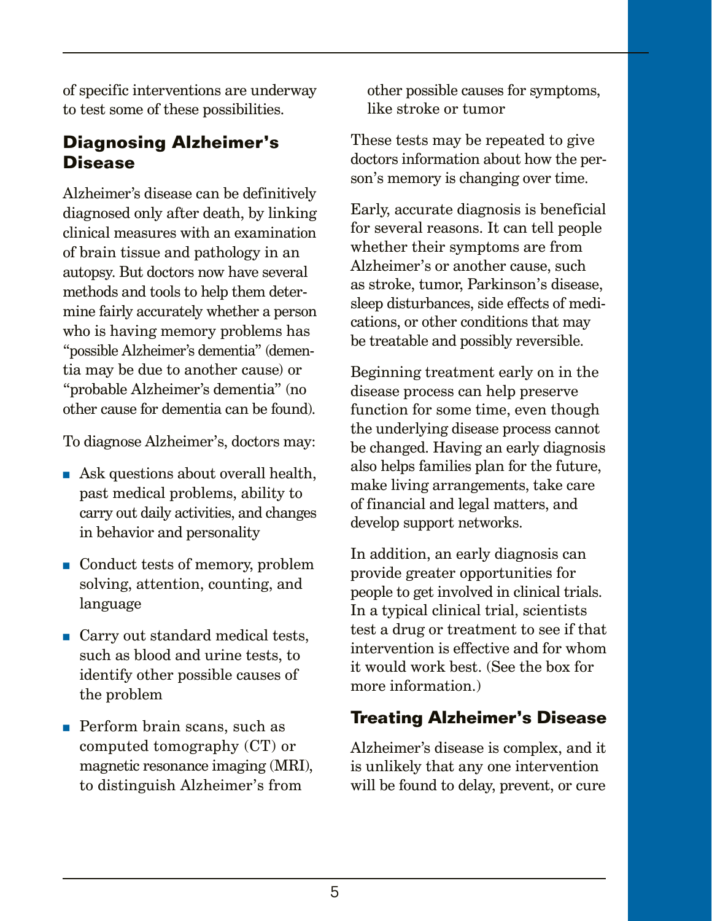of specific interventions are underway to test some of these possibilities.

## Diagnosing Alzheimer's Disease

Alzheimer's disease can be definitively diagnosed only after death, by linking clinical measures with an examination of brain tissue and pathology in an autopsy. But doctors now have several methods and tools to help them determine fairly accurately whether a person who is having memory problems has "possible Alzheimer's dementia" (dementia may be due to another cause) or "probable Alzheimer's dementia" (no other cause for dementia can be found).

To diagnose Alzheimer's, doctors may:

- Ask questions about overall health, past medical problems, ability to carry out daily activities, and changes in behavior and personality
- Conduct tests of memory, problem solving, attention, counting, and language
- Carry out standard medical tests, such as blood and urine tests, to identify other possible causes of the problem
- Perform brain scans, such as computed tomography (CT) or magnetic resonance imaging (MRI), to distinguish Alzheimer's from other possible causes for symptoms, like stroke or tumor

These tests may be repeated to give doctors information about how the person's memory is changing over time.

Early, accurate diagnosis is beneficial for several reasons. It can tell people whether their symptoms are from Alzheimer's or another cause, such as stroke, tumor, Parkinson's disease, sleep disturbances, side effects of medications, or other conditions that may be treatable and possibly reversible.

Beginning treatment early on in the disease process can help preserve function for some time, even though the underlying disease process cannot be changed. Having an early diagnosis also helps families plan for the future, make living arrangements, take care of financial and legal matters, and develop support networks.

In addition, an early diagnosis can provide greater opportunities for people to get involved in clinical trials. In a typical clinical trial, scientists test a drug or treatment to see if that intervention is effective and for whom it would work best. (See the box for more information.)

## Treating Alzheimer's Disease

Alzheimer's disease is complex, and it is unlikely that any one intervention will be found to delay, prevent, or cure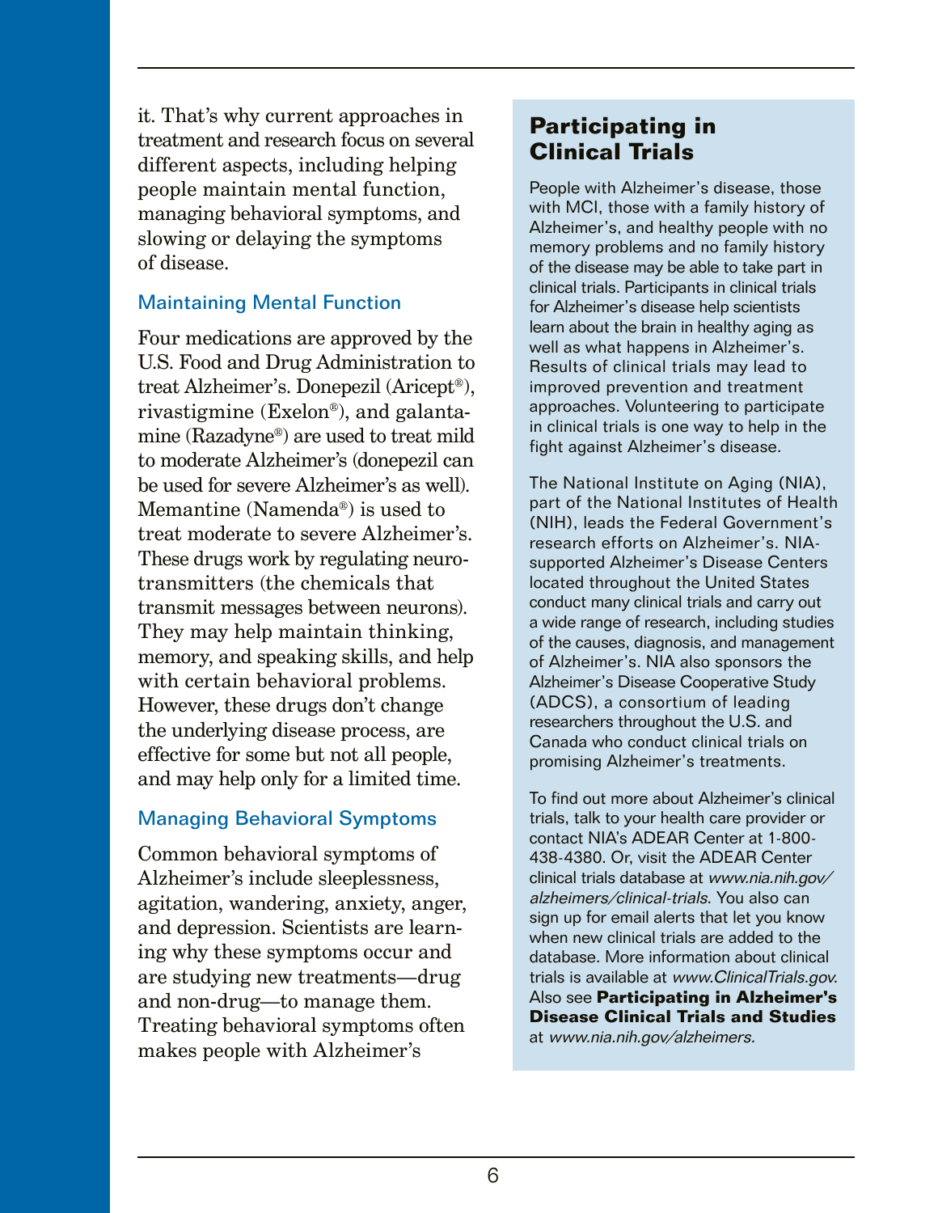it. That's why current approaches in treatment and research focus on several different aspects, including helping people maintain mental function, managing behavioral symptoms, and slowing or delaying the symptoms of disease.

### Maintaining Mental Function

Four medications are approved by the U.S. Food and Drug Administration to treat Alzheimer's. Donepezil (Aricept®), rivastigmine (Exelon®), and galantamine (Razadyne®) are used to treat mild to moderate Alzheimer's (donepezil can be used for severe Alzheimer's as well). Memantine (Namenda®) is used to treat moderate to severe Alzheimer's. These drugs work by regulating neurotransmitters (the chemicals that transmit messages between neurons). They may help maintain thinking, memory, and speaking skills, and help with certain behavioral problems. However, these drugs don't change the underlying disease process, are effective for some but not all people, and may help only for a limited time.

### Managing Behavioral Symptoms

Common behavioral symptoms of Alzheimer's include sleeplessness, agitation, wandering, anxiety, anger, and depression. Scientists are learning why these symptoms occur and are studying new treatments—drug and non-drug—to manage them. Treating behavioral symptoms often makes people with Alzheimer's

## Participating in Clinical Trials

People with Alzheimer's disease, those with MCI, those with a family history of Alzheimer's, and healthy people with no memory problems and no family history of the disease may be able to take part in clinical trials. Participants in clinical trials for Alzheimer's disease help scientists learn about the brain in healthy aging as well as what happens in Alzheimer's. Results of clinical trials may lead to improved prevention and treatment approaches. Volunteering to participate in clinical trials is one way to help in the fight against Alzheimer's disease.

The National Institute on Aging (NIA), part of the National Institutes of Health (NIH), leads the Federal Government's research efforts on Alzheimer's. NIA-supported Alzheimer's Disease Centers located throughout the United States conduct many clinical trials and carry out a wide range of research, including studies of the causes, diagnosis, and management of Alzheimer's. NIA also sponsors the Alzheimer's Disease Cooperative Study (ADCS), a consortium of leading researchers throughout the U.S. and Canada who conduct clinical trials on promising Alzheimer's treatments.

To find out more about Alzheimer's clinical trials, talk to your health care provider or contact NIA's ADEAR Center at 1-800-438-4380. Or, visit the ADEAR Center clinical trials database at *www.nia.nih.gov/alzheimers/clinical-trials*. You also can sign up for email alerts that let you know when new clinical trials are added to the database. More information about clinical trials is available at *www.ClinicalTrials.gov*. Also see **Participating in Alzheimer's Disease Clinical Trials and Studies** at *www.nia.nih.gov/alzheimers*.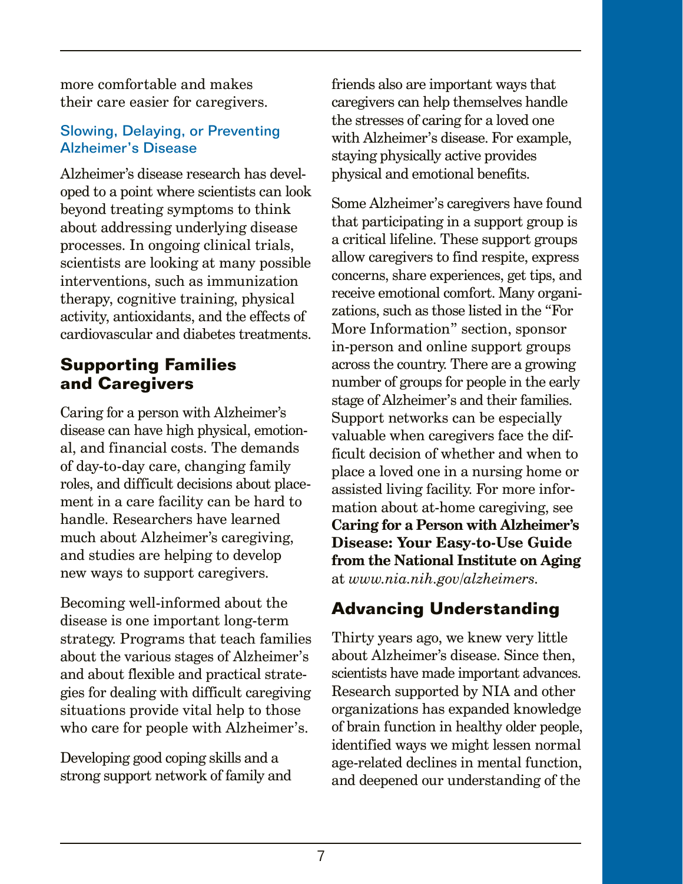more comfortable and makes their care easier for caregivers.

### Slowing, Delaying, or Preventing Alzheimer's Disease

Alzheimer's disease research has developed to a point where scientists can look beyond treating symptoms to think about addressing underlying disease processes. In ongoing clinical trials, scientists are looking at many possible interventions, such as immunization therapy, cognitive training, physical activity, antioxidants, and the effects of cardiovascular and diabetes treatments.

## Supporting Families and Caregivers

Caring for a person with Alzheimer's disease can have high physical, emotional, and financial costs. The demands of day-to-day care, changing family roles, and difficult decisions about placement in a care facility can be hard to handle. Researchers have learned much about Alzheimer's caregiving, and studies are helping to develop new ways to support caregivers.

Becoming well-informed about the disease is one important long-term strategy. Programs that teach families about the various stages of Alzheimer's and about flexible and practical strategies for dealing with difficult caregiving situations provide vital help to those who care for people with Alzheimer's.

Developing good coping skills and a strong support network of family and friends also are important ways that caregivers can help themselves handle the stresses of caring for a loved one with Alzheimer's disease. For example, staying physically active provides physical and emotional benefits.

Some Alzheimer's caregivers have found that participating in a support group is a critical lifeline. These support groups allow caregivers to find respite, express concerns, share experiences, get tips, and receive emotional comfort. Many organizations, such as those listed in the "For More Information" section, sponsor in-person and online support groups across the country. There are a growing number of groups for people in the early stage of Alzheimer's and their families. Support networks can be especially valuable when caregivers face the difficult decision of whether and when to place a loved one in a nursing home or assisted living facility. For more information about at-home caregiving, see **Caring for a Person with Alzheimer's Disease: Your Easy-to-Use Guide from the National Institute on Aging** at *www.nia.nih.gov/alzheimers*.

## Advancing Understanding

Thirty years ago, we knew very little about Alzheimer's disease. Since then, scientists have made important advances. Research supported by NIA and other organizations has expanded knowledge of brain function in healthy older people, identified ways we might lessen normal age-related declines in mental function, and deepened our understanding of the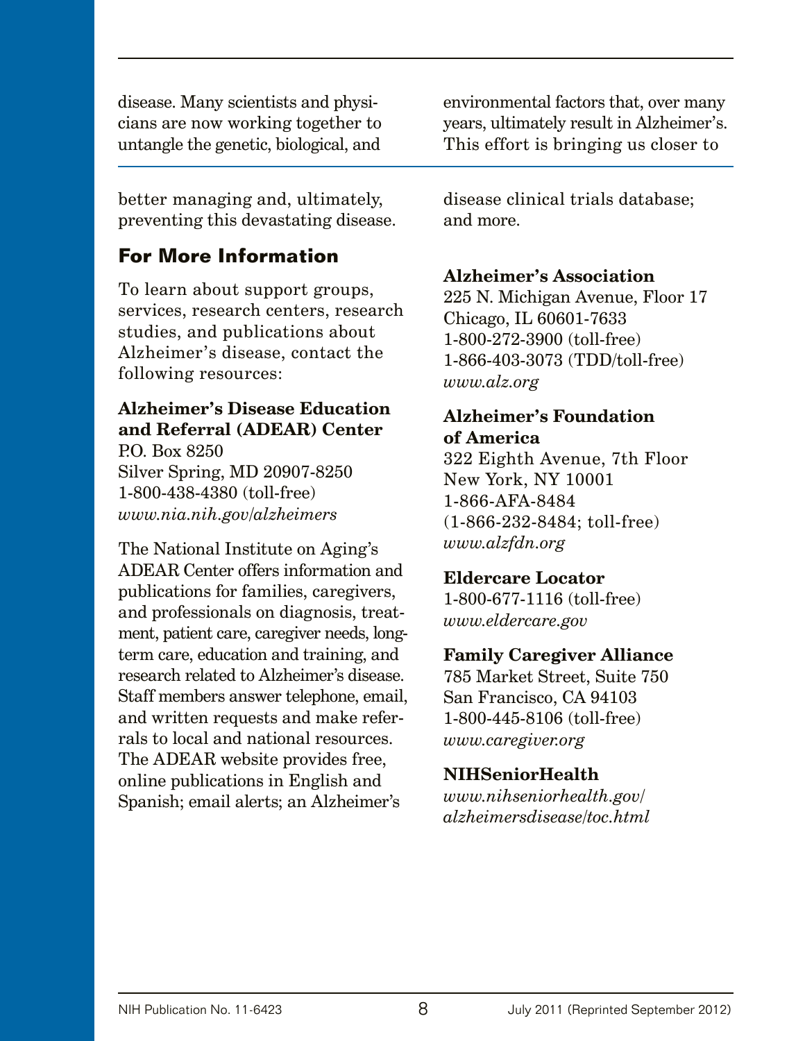disease. Many scientists and physicians are now working together to untangle the genetic, biological, and environmental factors that, over many years, ultimately result in Alzheimer's. This effort is bringing us closer to better managing and, ultimately, preventing this devastating disease.

## For More Information

To learn about support groups, services, research centers, research studies, and publications about Alzheimer's disease, contact the following resources:

**Alzheimer's Disease Education and Referral (ADEAR) Center**
P.O. Box 8250
Silver Spring, MD 20907-8250
1-800-438-4380 (toll-free)
*www.nia.nih.gov/alzheimers*

The National Institute on Aging's ADEAR Center offers information and publications for families, caregivers, and professionals on diagnosis, treatment, patient care, caregiver needs, long-term care, education and training, and research related to Alzheimer's disease. Staff members answer telephone, email, and written requests and make referrals to local and national resources. The ADEAR website provides free, online publications in English and Spanish; email alerts; an Alzheimer's disease clinical trials database; and more.

**Alzheimer's Association**
225 N. Michigan Avenue, Floor 17
Chicago, IL 60601-7633
1-800-272-3900 (toll-free)
1-866-403-3073 (TDD/toll-free)
*www.alz.org*

**Alzheimer's Foundation of America**
322 Eighth Avenue, 7th Floor
New York, NY 10001
1-866-AFA-8484
(1-866-232-8484; toll-free)
*www.alzfdn.org*

**Eldercare Locator**
1-800-677-1116 (toll-free)
*www.eldercare.gov*

**Family Caregiver Alliance**
785 Market Street, Suite 750
San Francisco, CA 94103
1-800-445-8106 (toll-free)
*www.caregiver.org*

**NIHSeniorHealth**
*www.nihseniorhealth.gov/alzheimersdisease/toc.html*

NIH Publication No. 11-6423

July 2011 (Reprinted September 2012)